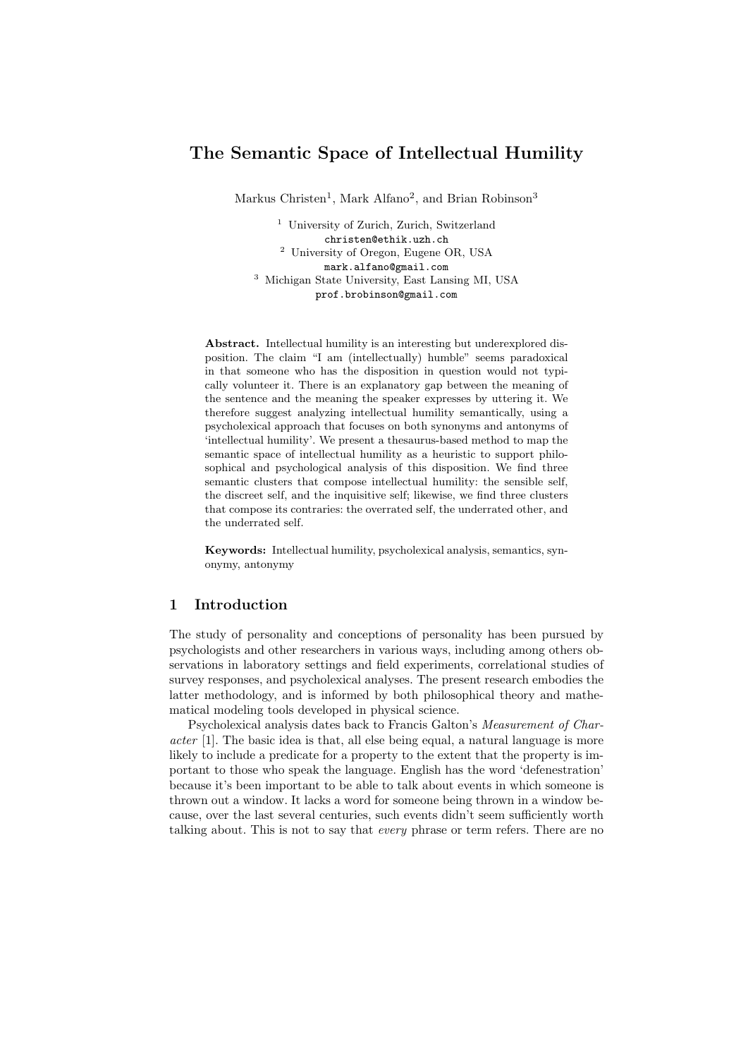# The Semantic Space of Intellectual Humility

Markus Christen[1], Mark Alfano[2], and Brian Robinson[3]

[1] University of Zurich, Zurich, Switzerland
christen@ethik.uzh.ch
[2] University of Oregon, Eugene OR, USA
mark.alfano@gmail.com
[3] Michigan State University, East Lansing MI, USA
prof.brobinson@gmail.com

**Abstract.** Intellectual humility is an interesting but underexplored disposition. The claim "I am (intellectually) humble" seems paradoxical in that someone who has the disposition in question would not typically volunteer it. There is an explanatory gap between the meaning of the sentence and the meaning the speaker expresses by uttering it. We therefore suggest analyzing intellectual humility semantically, using a psycholexical approach that focuses on both synonyms and antonyms of 'intellectual humility'. We present a thesaurus-based method to map the semantic space of intellectual humility as a heuristic to support philosophical and psychological analysis of this disposition. We find three semantic clusters that compose intellectual humility: the sensible self, the discreet self, and the inquisitive self; likewise, we find three clusters that compose its contraries: the overrated self, the underrated other, and the underrated self.

**Keywords:** Intellectual humility, psycholexical analysis, semantics, synonymy, antonymy

## 1 Introduction

The study of personality and conceptions of personality has been pursued by psychologists and other researchers in various ways, including among others observations in laboratory settings and field experiments, correlational studies of survey responses, and psycholexical analyses. The present research embodies the latter methodology, and is informed by both philosophical theory and mathematical modeling tools developed in physical science.

Psycholexical analysis dates back to Francis Galton's *Measurement of Character* [1]. The basic idea is that, all else being equal, a natural language is more likely to include a predicate for a property to the extent that the property is important to those who speak the language. English has the word 'defenestration' because it's been important to be able to talk about events in which someone is thrown out a window. It lacks a word for someone being thrown in a window because, over the last several centuries, such events didn't seem sufficiently worth talking about. This is not to say that *every* phrase or term refers. There are no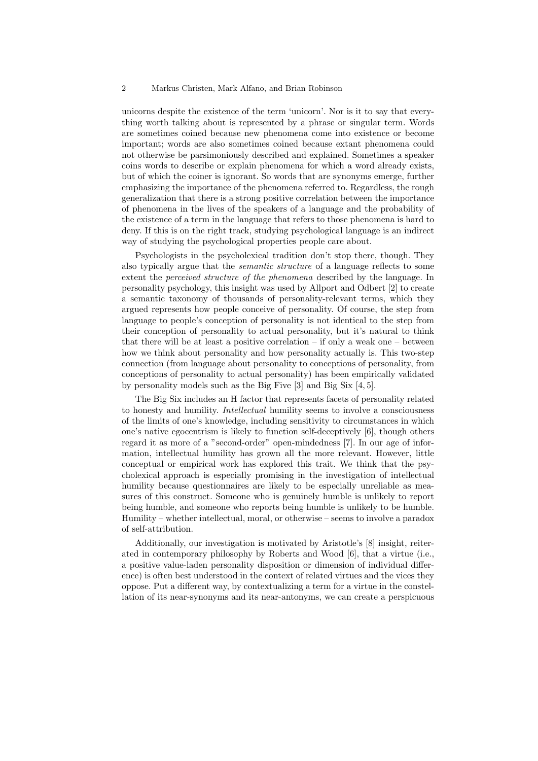unicorns despite the existence of the term 'unicorn'. Nor is it to say that everything worth talking about is represented by a phrase or singular term. Words are sometimes coined because new phenomena come into existence or become important; words are also sometimes coined because extant phenomena could not otherwise be parsimoniously described and explained. Sometimes a speaker coins words to describe or explain phenomena for which a word already exists, but of which the coiner is ignorant. So words that are synonyms emerge, further emphasizing the importance of the phenomena referred to. Regardless, the rough generalization that there is a strong positive correlation between the importance of phenomena in the lives of the speakers of a language and the probability of the existence of a term in the language that refers to those phenomena is hard to deny. If this is on the right track, studying psychological language is an indirect way of studying the psychological properties people care about.

Psychologists in the psycholexical tradition don't stop there, though. They also typically argue that the *semantic structure* of a language reflects to some extent the *perceived structure of the phenomena* described by the language. In personality psychology, this insight was used by Allport and Odbert [2] to create a semantic taxonomy of thousands of personality-relevant terms, which they argued represents how people conceive of personality. Of course, the step from language to people's conception of personality is not identical to the step from their conception of personality to actual personality, but it's natural to think that there will be at least a positive correlation – if only a weak one – between how we think about personality and how personality actually is. This two-step connection (from language about personality to conceptions of personality, from conceptions of personality to actual personality) has been empirically validated by personality models such as the Big Five [3] and Big Six [4, 5].

The Big Six includes an H factor that represents facets of personality related to honesty and humility. *Intellectual* humility seems to involve a consciousness of the limits of one's knowledge, including sensitivity to circumstances in which one's native egocentrism is likely to function self-deceptively [6], though others regard it as more of a "second-order" open-mindedness [7]. In our age of information, intellectual humility has grown all the more relevant. However, little conceptual or empirical work has explored this trait. We think that the psycholexical approach is especially promising in the investigation of intellectual humility because questionnaires are likely to be especially unreliable as measures of this construct. Someone who is genuinely humble is unlikely to report being humble, and someone who reports being humble is unlikely to be humble. Humility – whether intellectual, moral, or otherwise – seems to involve a paradox of self-attribution.

Additionally, our investigation is motivated by Aristotle's [8] insight, reiterated in contemporary philosophy by Roberts and Wood [6], that a virtue (i.e., a positive value-laden personality disposition or dimension of individual difference) is often best understood in the context of related virtues and the vices they oppose. Put a different way, by contextualizing a term for a virtue in the constellation of its near-synonyms and its near-antonyms, we can create a perspicuous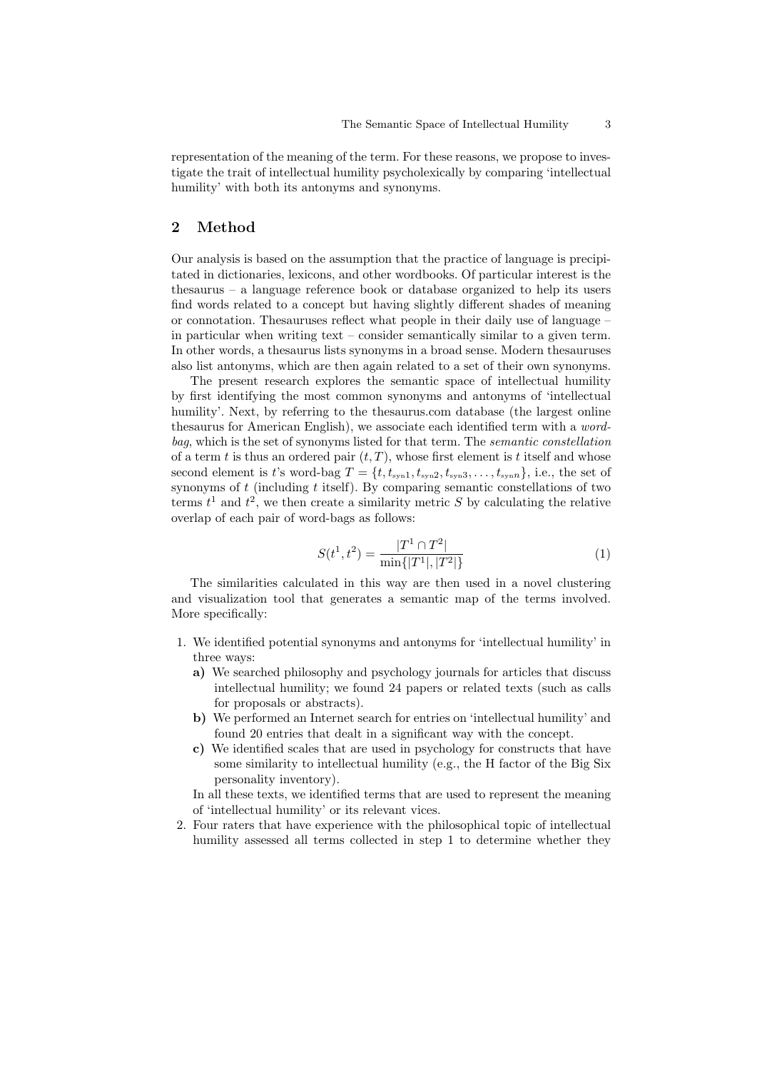representation of the meaning of the term. For these reasons, we propose to investigate the trait of intellectual humility psycholexically by comparing 'intellectual humility' with both its antonyms and synonyms.

## 2 Method

Our analysis is based on the assumption that the practice of language is precipitated in dictionaries, lexicons, and other wordbooks. Of particular interest is the thesaurus – a language reference book or database organized to help its users find words related to a concept but having slightly different shades of meaning or connotation. Thesauruses reflect what people in their daily use of language – in particular when writing text – consider semantically similar to a given term. In other words, a thesaurus lists synonyms in a broad sense. Modern thesauruses also list antonyms, which are then again related to a set of their own synonyms.

The present research explores the semantic space of intellectual humility by first identifying the most common synonyms and antonyms of 'intellectual humility'. Next, by referring to the thesaurus.com database (the largest online thesaurus for American English), we associate each identified term with a *word-bag*, which is the set of synonyms listed for that term. The *semantic constellation* of a term $t$ is thus an ordered pair $(t, T)$, whose first element is $t$ itself and whose second element is $t$'s word-bag $T = \{t, t_{\text{syn}1}, t_{\text{syn}2}, t_{\text{syn}3}, \ldots, t_{\text{syn}n}\}$, i.e., the set of synonyms of $t$ (including $t$ itself). By comparing semantic constellations of two terms $t^1$ and $t^2$, we then create a similarity metric $S$ by calculating the relative overlap of each pair of word-bags as follows:

$$S(t^1, t^2) = \frac{|T^1 \cap T^2|}{\min\{|T^1|, |T^2|\}} \tag{1}$$

The similarities calculated in this way are then used in a novel clustering and visualization tool that generates a semantic map of the terms involved. More specifically:

1. We identified potential synonyms and antonyms for 'intellectual humility' in three ways:
   **a)** We searched philosophy and psychology journals for articles that discuss intellectual humility; we found 24 papers or related texts (such as calls for proposals or abstracts).
   **b)** We performed an Internet search for entries on 'intellectual humility' and found 20 entries that dealt in a significant way with the concept.
   **c)** We identified scales that are used in psychology for constructs that have some similarity to intellectual humility (e.g., the H factor of the Big Six personality inventory).

   In all these texts, we identified terms that are used to represent the meaning of 'intellectual humility' or its relevant vices.
2. Four raters that have experience with the philosophical topic of intellectual humility assessed all terms collected in step 1 to determine whether they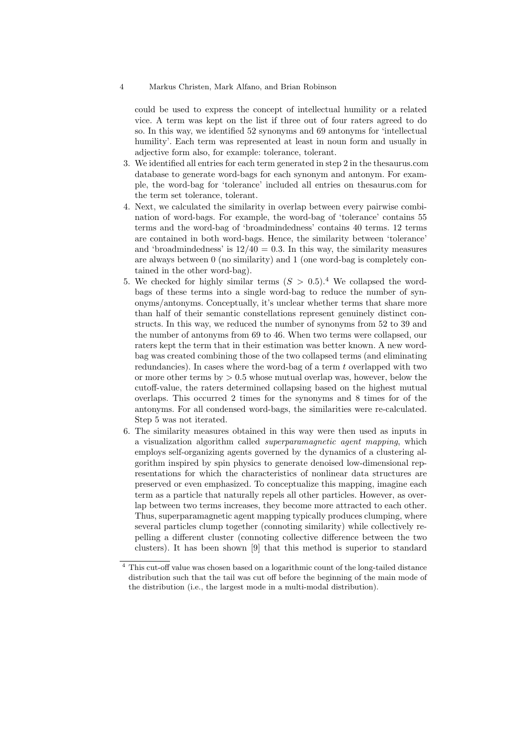could be used to express the concept of intellectual humility or a related vice. A term was kept on the list if three out of four raters agreed to do so. In this way, we identified 52 synonyms and 69 antonyms for 'intellectual humility'. Each term was represented at least in noun form and usually in adjective form also, for example: tolerance, tolerant.

3. We identified all entries for each term generated in step 2 in the thesaurus.com database to generate word-bags for each synonym and antonym. For example, the word-bag for 'tolerance' included all entries on thesaurus.com for the term set tolerance, tolerant.
4. Next, we calculated the similarity in overlap between every pairwise combination of word-bags. For example, the word-bag of 'tolerance' contains 55 terms and the word-bag of 'broadmindedness' contains 40 terms. 12 terms are contained in both word-bags. Hence, the similarity between 'tolerance' and 'broadmindedness' is $12/40 = 0.3$. In this way, the similarity measures are always between 0 (no similarity) and 1 (one word-bag is completely contained in the other word-bag).
5. We checked for highly similar terms ($S > 0.5$).[4] We collapsed the word-bags of these terms into a single word-bag to reduce the number of synonyms/antonyms. Conceptually, it's unclear whether terms that share more than half of their semantic constellations represent genuinely distinct constructs. In this way, we reduced the number of synonyms from 52 to 39 and the number of antonyms from 69 to 46. When two terms were collapsed, our raters kept the term that in their estimation was better known. A new word-bag was created combining those of the two collapsed terms (and eliminating redundancies). In cases where the word-bag of a term $t$ overlapped with two or more other terms by $> 0.5$ whose mutual overlap was, however, below the cutoff-value, the raters determined collapsing based on the highest mutual overlaps. This occurred 2 times for the synonyms and 8 times for of the antonyms. For all condensed word-bags, the similarities were re-calculated. Step 5 was not iterated.
6. The similarity measures obtained in this way were then used as inputs in a visualization algorithm called *superparamagnetic agent mapping*, which employs self-organizing agents governed by the dynamics of a clustering algorithm inspired by spin physics to generate denoised low-dimensional representations for which the characteristics of nonlinear data structures are preserved or even emphasized. To conceptualize this mapping, imagine each term as a particle that naturally repels all other particles. However, as overlap between two terms increases, they become more attracted to each other. Thus, superparamagnetic agent mapping typically produces clumping, where several particles clump together (connoting similarity) while collectively repelling a different cluster (connoting collective difference between the two clusters). It has been shown [9] that this method is superior to standard

[4] This cut-off value was chosen based on a logarithmic count of the long-tailed distance distribution such that the tail was cut off before the beginning of the main mode of the distribution (i.e., the largest mode in a multi-modal distribution).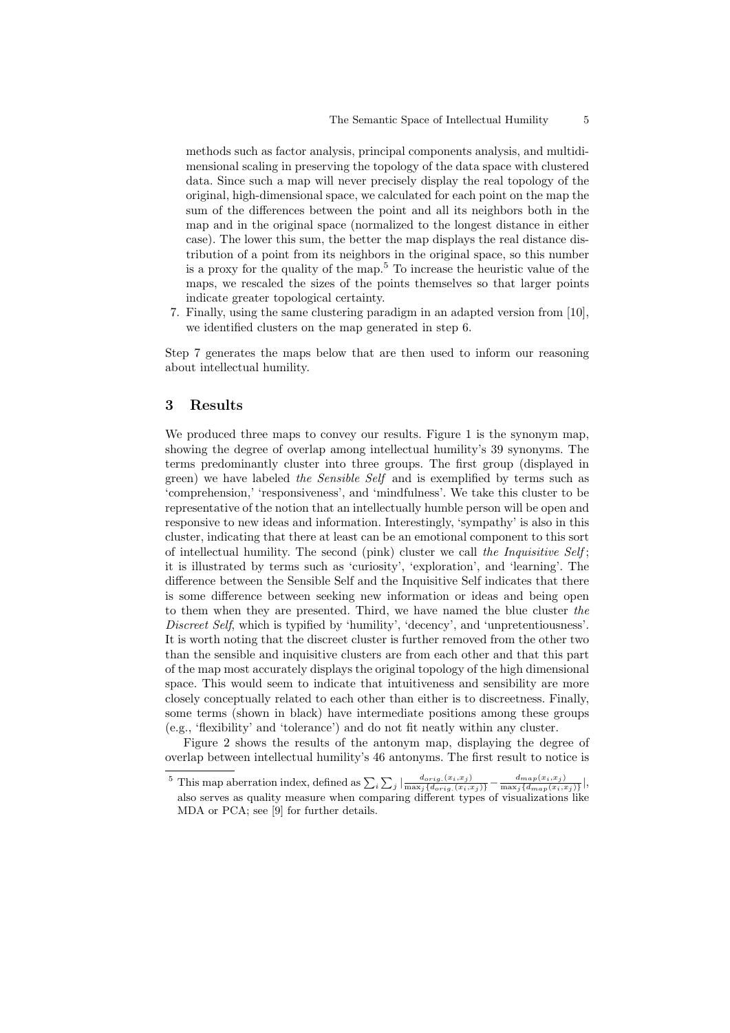methods such as factor analysis, principal components analysis, and multidimensional scaling in preserving the topology of the data space with clustered data. Since such a map will never precisely display the real topology of the original, high-dimensional space, we calculated for each point on the map the sum of the differences between the point and all its neighbors both in the map and in the original space (normalized to the longest distance in either case). The lower this sum, the better the map displays the real distance distribution of a point from its neighbors in the original space, so this number is a proxy for the quality of the map.[5] To increase the heuristic value of the maps, we rescaled the sizes of the points themselves so that larger points indicate greater topological certainty.

7. Finally, using the same clustering paradigm in an adapted version from [10], we identified clusters on the map generated in step 6.

Step 7 generates the maps below that are then used to inform our reasoning about intellectual humility.

## 3 Results

We produced three maps to convey our results. Figure 1 is the synonym map, showing the degree of overlap among intellectual humility's 39 synonyms. The terms predominantly cluster into three groups. The first group (displayed in green) we have labeled *the Sensible Self* and is exemplified by terms such as 'comprehension,' 'responsiveness', and 'mindfulness'. We take this cluster to be representative of the notion that an intellectually humble person will be open and responsive to new ideas and information. Interestingly, 'sympathy' is also in this cluster, indicating that there at least can be an emotional component to this sort of intellectual humility. The second (pink) cluster we call *the Inquisitive Self*; it is illustrated by terms such as 'curiosity', 'exploration', and 'learning'. The difference between the Sensible Self and the Inquisitive Self indicates that there is some difference between seeking new information or ideas and being open to them when they are presented. Third, we have named the blue cluster *the Discreet Self*, which is typified by 'humility', 'decency', and 'unpretentiousness'. It is worth noting that the discreet cluster is further removed from the other two than the sensible and inquisitive clusters are from each other and that this part of the map most accurately displays the original topology of the high dimensional space. This would seem to indicate that intuitiveness and sensibility are more closely conceptually related to each other than either is to discreetness. Finally, some terms (shown in black) have intermediate positions among these groups (e.g., 'flexibility' and 'tolerance') and do not fit neatly within any cluster.

Figure 2 shows the results of the antonym map, displaying the degree of overlap between intellectual humility's 46 antonyms. The first result to notice is

[5] This map aberration index, defined as $\sum_i \sum_j \left| \frac{d_{orig.}(x_i,x_j)}{\max_j\{d_{orig.}(x_i,x_j)\}} - \frac{d_{map}(x_i,x_j)}{\max_j\{d_{map}(x_i,x_j)\}} \right|$, also serves as quality measure when comparing different types of visualizations like MDA or PCA; see [9] for further details.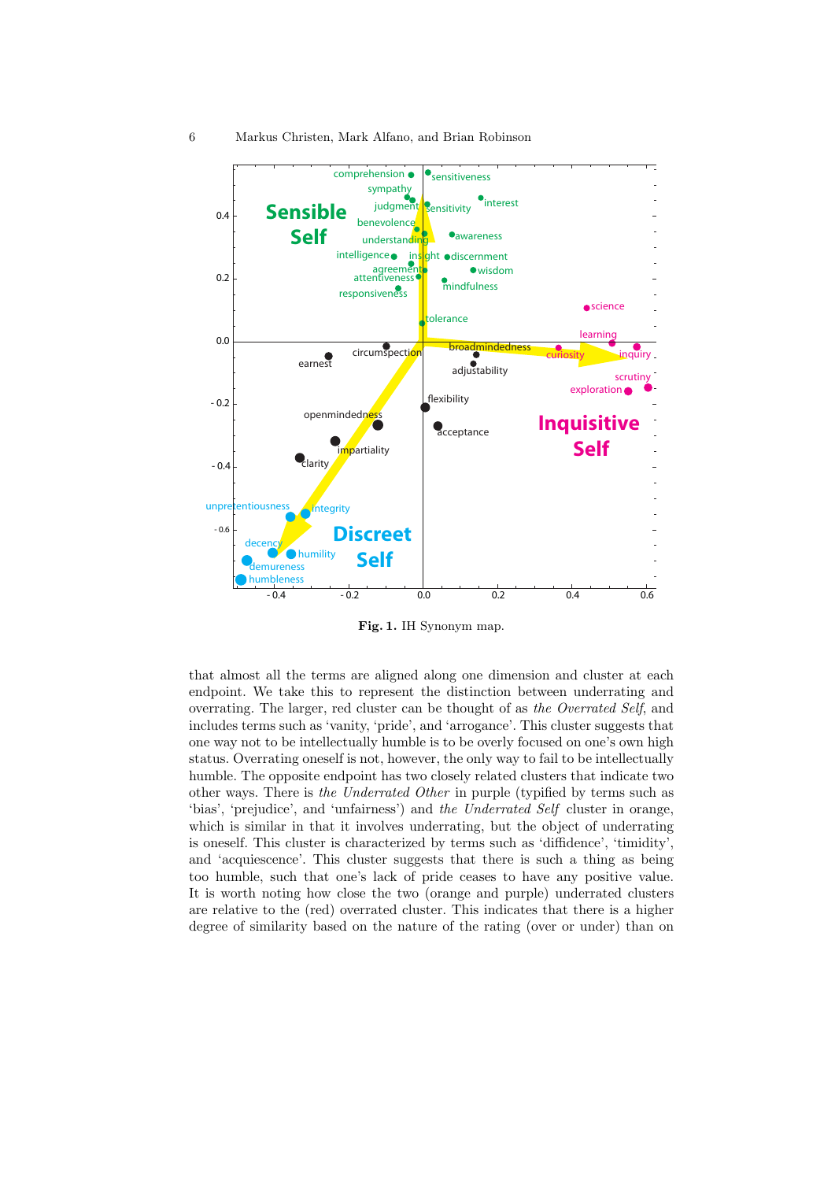**Fig. 1.** IH Synonym map.

that almost all the terms are aligned along one dimension and cluster at each endpoint. We take this to represent the distinction between underrating and overrating. The larger, red cluster can be thought of as *the Overrated Self*, and includes terms such as 'vanity, 'pride', and 'arrogance'. This cluster suggests that one way not to be intellectually humble is to be overly focused on one's own high status. Overrating oneself is not, however, the only way to fail to be intellectually humble. The opposite endpoint has two closely related clusters that indicate two other ways. There is *the Underrated Other* in purple (typified by terms such as 'bias', 'prejudice', and 'unfairness') and *the Underrated Self* cluster in orange, which is similar in that it involves underrating, but the object of underrating is oneself. This cluster is characterized by terms such as 'diffidence', 'timidity', and 'acquiescence'. This cluster suggests that there is such a thing as being too humble, such that one's lack of pride ceases to have any positive value. It is worth noting how close the two (orange and purple) underrated clusters are relative to the (red) overrated cluster. This indicates that there is a higher degree of similarity based on the nature of the rating (over or under) than on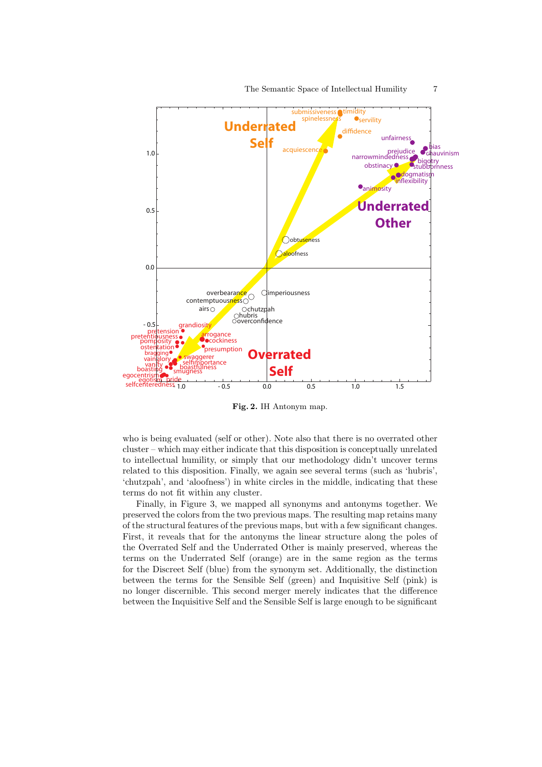**Fig. 2.** IH Antonym map.

who is being evaluated (self or other). Note also that there is no overrated other cluster – which may either indicate that this disposition is conceptually unrelated to intellectual humility, or simply that our methodology didn't uncover terms related to this disposition. Finally, we again see several terms (such as 'hubris', 'chutzpah', and 'aloofness') in white circles in the middle, indicating that these terms do not fit within any cluster.

Finally, in Figure 3, we mapped all synonyms and antonyms together. We preserved the colors from the two previous maps. The resulting map retains many of the structural features of the previous maps, but with a few significant changes. First, it reveals that for the antonyms the linear structure along the poles of the Overrated Self and the Underrated Other is mainly preserved, whereas the terms on the Underrated Self (orange) are in the same region as the terms for the Discreet Self (blue) from the synonym set. Additionally, the distinction between the terms for the Sensible Self (green) and Inquisitive Self (pink) is no longer discernible. This second merger merely indicates that the difference between the Inquisitive Self and the Sensible Self is large enough to be significant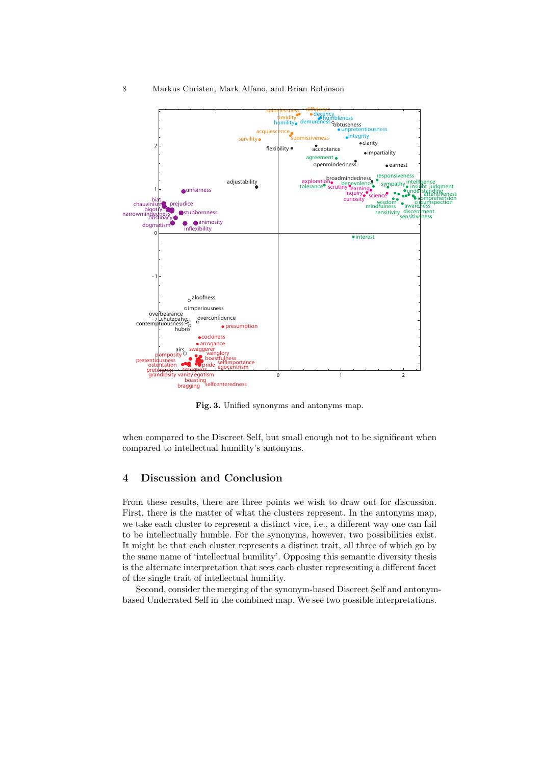**Fig. 3.** Unified synonyms and antonyms map.

when compared to the Discreet Self, but small enough not to be significant when compared to intellectual humility's antonyms.

## 4 Discussion and Conclusion

From these results, there are three points we wish to draw out for discussion. First, there is the matter of what the clusters represent. In the antonyms map, we take each cluster to represent a distinct vice, i.e., a different way one can fail to be intellectually humble. For the synonyms, however, two possibilities exist. It might be that each cluster represents a distinct trait, all three of which go by the same name of 'intellectual humility'. Opposing this semantic diversity thesis is the alternate interpretation that sees each cluster representing a different facet of the single trait of intellectual humility.

Second, consider the merging of the synonym-based Discreet Self and antonym-based Underrated Self in the combined map. We see two possible interpretations.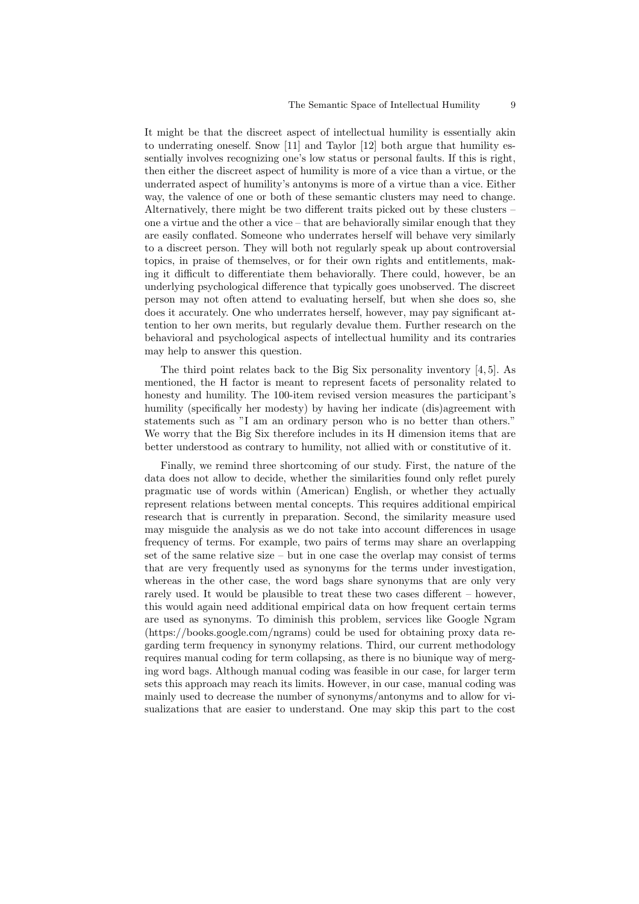It might be that the discreet aspect of intellectual humility is essentially akin to underrating oneself. Snow [11] and Taylor [12] both argue that humility essentially involves recognizing one's low status or personal faults. If this is right, then either the discreet aspect of humility is more of a vice than a virtue, or the underrated aspect of humility's antonyms is more of a virtue than a vice. Either way, the valence of one or both of these semantic clusters may need to change. Alternatively, there might be two different traits picked out by these clusters – one a virtue and the other a vice – that are behaviorally similar enough that they are easily conflated. Someone who underrates herself will behave very similarly to a discreet person. They will both not regularly speak up about controversial topics, in praise of themselves, or for their own rights and entitlements, making it difficult to differentiate them behaviorally. There could, however, be an underlying psychological difference that typically goes unobserved. The discreet person may not often attend to evaluating herself, but when she does so, she does it accurately. One who underrates herself, however, may pay significant attention to her own merits, but regularly devalue them. Further research on the behavioral and psychological aspects of intellectual humility and its contraries may help to answer this question.

The third point relates back to the Big Six personality inventory [4, 5]. As mentioned, the H factor is meant to represent facets of personality related to honesty and humility. The 100-item revised version measures the participant's humility (specifically her modesty) by having her indicate (dis)agreement with statements such as "I am an ordinary person who is no better than others." We worry that the Big Six therefore includes in its H dimension items that are better understood as contrary to humility, not allied with or constitutive of it.

Finally, we remind three shortcoming of our study. First, the nature of the data does not allow to decide, whether the similarities found only reflet purely pragmatic use of words within (American) English, or whether they actually represent relations between mental concepts. This requires additional empirical research that is currently in preparation. Second, the similarity measure used may misguide the analysis as we do not take into account differences in usage frequency of terms. For example, two pairs of terms may share an overlapping set of the same relative size – but in one case the overlap may consist of terms that are very frequently used as synonyms for the terms under investigation, whereas in the other case, the word bags share synonyms that are only very rarely used. It would be plausible to treat these two cases different – however, this would again need additional empirical data on how frequent certain terms are used as synonyms. To diminish this problem, services like Google Ngram (https://books.google.com/ngrams) could be used for obtaining proxy data regarding term frequency in synonymy relations. Third, our current methodology requires manual coding for term collapsing, as there is no biunique way of merging word bags. Although manual coding was feasible in our case, for larger term sets this approach may reach its limits. However, in our case, manual coding was mainly used to decrease the number of synonyms/antonyms and to allow for visualizations that are easier to understand. One may skip this part to the cost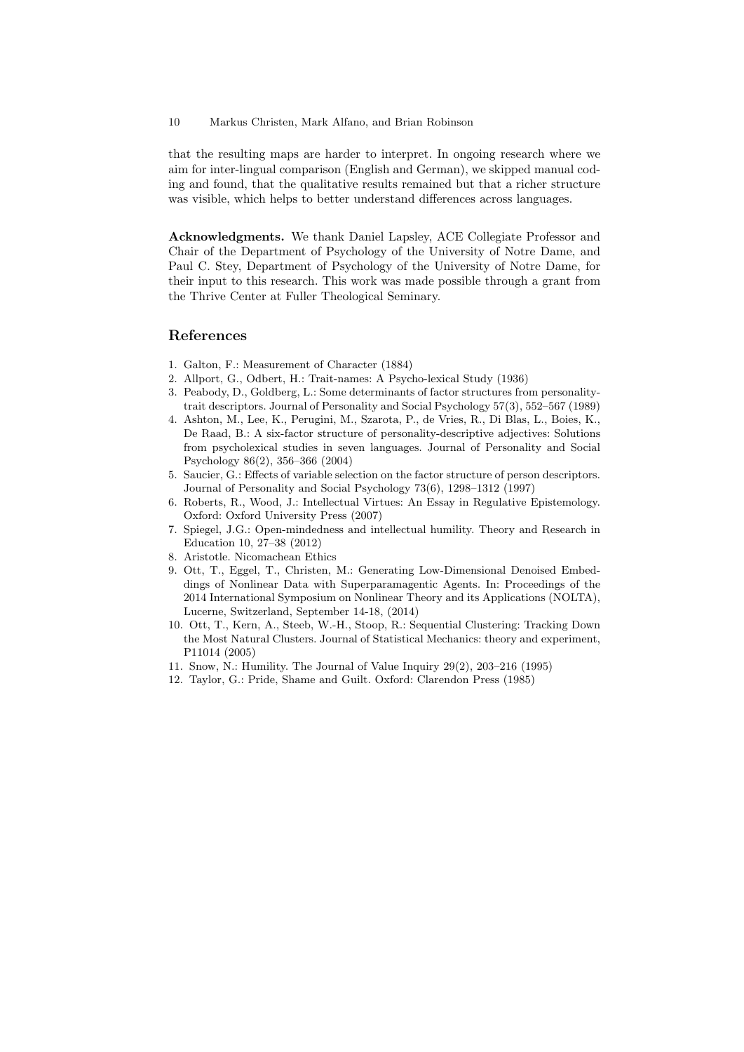that the resulting maps are harder to interpret. In ongoing research where we aim for inter-lingual comparison (English and German), we skipped manual coding and found, that the qualitative results remained but that a richer structure was visible, which helps to better understand differences across languages.

**Acknowledgments.** We thank Daniel Lapsley, ACE Collegiate Professor and Chair of the Department of Psychology of the University of Notre Dame, and Paul C. Stey, Department of Psychology of the University of Notre Dame, for their input to this research. This work was made possible through a grant from the Thrive Center at Fuller Theological Seminary.

## References

1. Galton, F.: Measurement of Character (1884)
2. Allport, G., Odbert, H.: Trait-names: A Psycho-lexical Study (1936)
3. Peabody, D., Goldberg, L.: Some determinants of factor structures from personality-trait descriptors. Journal of Personality and Social Psychology 57(3), 552–567 (1989)
4. Ashton, M., Lee, K., Perugini, M., Szarota, P., de Vries, R., Di Blas, L., Boies, K., De Raad, B.: A six-factor structure of personality-descriptive adjectives: Solutions from psycholexical studies in seven languages. Journal of Personality and Social Psychology 86(2), 356–366 (2004)
5. Saucier, G.: Effects of variable selection on the factor structure of person descriptors. Journal of Personality and Social Psychology 73(6), 1298–1312 (1997)
6. Roberts, R., Wood, J.: Intellectual Virtues: An Essay in Regulative Epistemology. Oxford: Oxford University Press (2007)
7. Spiegel, J.G.: Open-mindedness and intellectual humility. Theory and Research in Education 10, 27–38 (2012)
8. Aristotle. Nicomachean Ethics
9. Ott, T., Eggel, T., Christen, M.: Generating Low-Dimensional Denoised Embeddings of Nonlinear Data with Superparamagentic Agents. In: Proceedings of the 2014 International Symposium on Nonlinear Theory and its Applications (NOLTA), Lucerne, Switzerland, September 14-18, (2014)
10. Ott, T., Kern, A., Steeb, W.-H., Stoop, R.: Sequential Clustering: Tracking Down the Most Natural Clusters. Journal of Statistical Mechanics: theory and experiment, P11014 (2005)
11. Snow, N.: Humility. The Journal of Value Inquiry 29(2), 203–216 (1995)
12. Taylor, G.: Pride, Shame and Guilt. Oxford: Clarendon Press (1985)